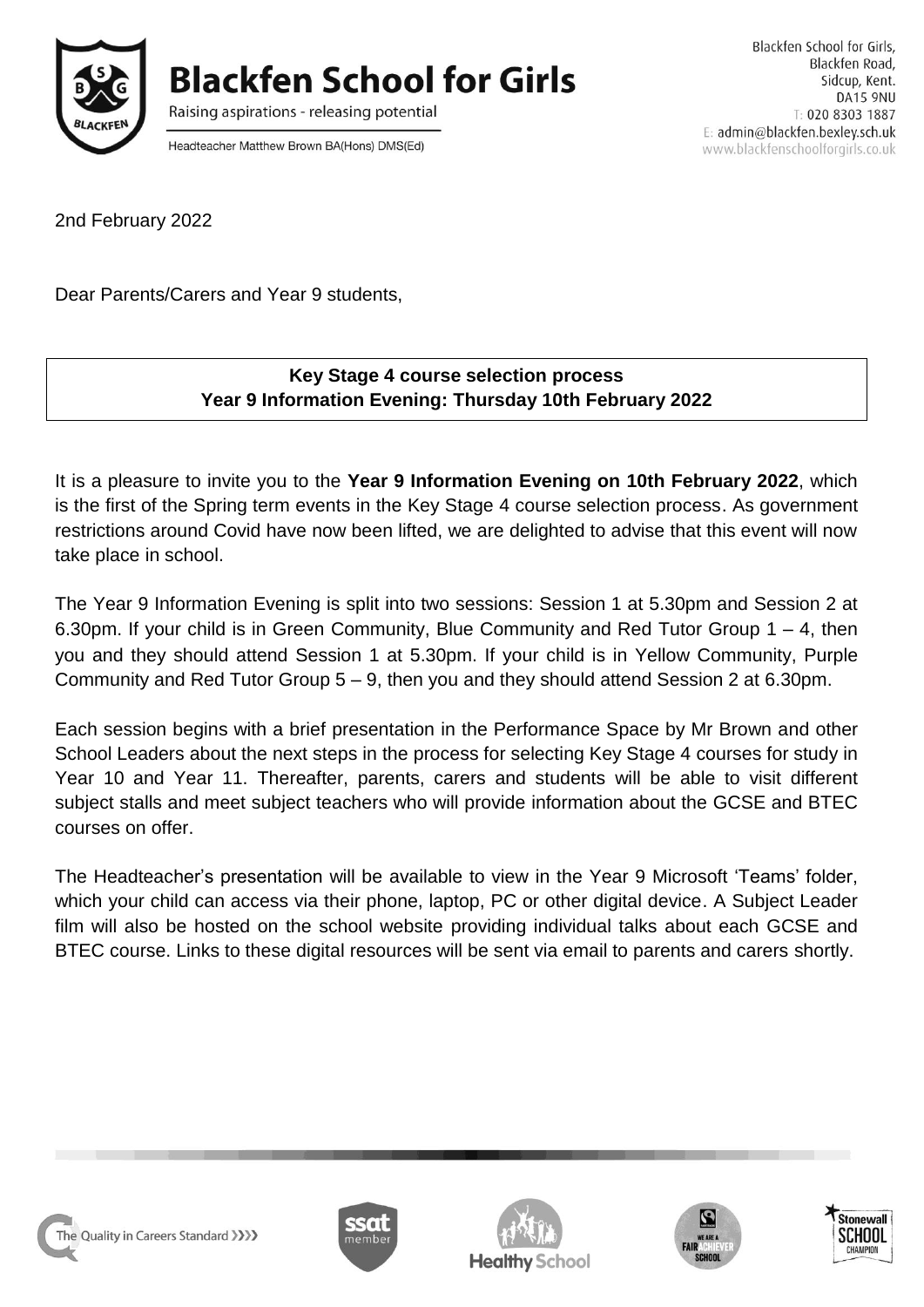# Blackfen School for Girls

Raising aspirations - releasing potential

Headteacher Matthew Brown BA(Hons) DMS(Ed)

Blackfen School for Girls,
Blackfen Road,
Sidcup, Kent.
DA15 9NU
T: 020 8303 1887
E: admin@blackfen.bexley.sch.uk
www.blackfenschoolforgirls.co.uk

2nd February 2022

Dear Parents/Carers and Year 9 students,

**Key Stage 4 course selection process**
**Year 9 Information Evening: Thursday 10th February 2022**

It is a pleasure to invite you to the **Year 9 Information Evening on 10th February 2022**, which is the first of the Spring term events in the Key Stage 4 course selection process. As government restrictions around Covid have now been lifted, we are delighted to advise that this event will now take place in school.

The Year 9 Information Evening is split into two sessions: Session 1 at 5.30pm and Session 2 at 6.30pm. If your child is in Green Community, Blue Community and Red Tutor Group 1 – 4, then you and they should attend Session 1 at 5.30pm. If your child is in Yellow Community, Purple Community and Red Tutor Group 5 – 9, then you and they should attend Session 2 at 6.30pm.

Each session begins with a brief presentation in the Performance Space by Mr Brown and other School Leaders about the next steps in the process for selecting Key Stage 4 courses for study in Year 10 and Year 11. Thereafter, parents, carers and students will be able to visit different subject stalls and meet subject teachers who will provide information about the GCSE and BTEC courses on offer.

The Headteacher's presentation will be available to view in the Year 9 Microsoft 'Teams' folder, which your child can access via their phone, laptop, PC or other digital device. A Subject Leader film will also be hosted on the school website providing individual talks about each GCSE and BTEC course. Links to these digital resources will be sent via email to parents and carers shortly.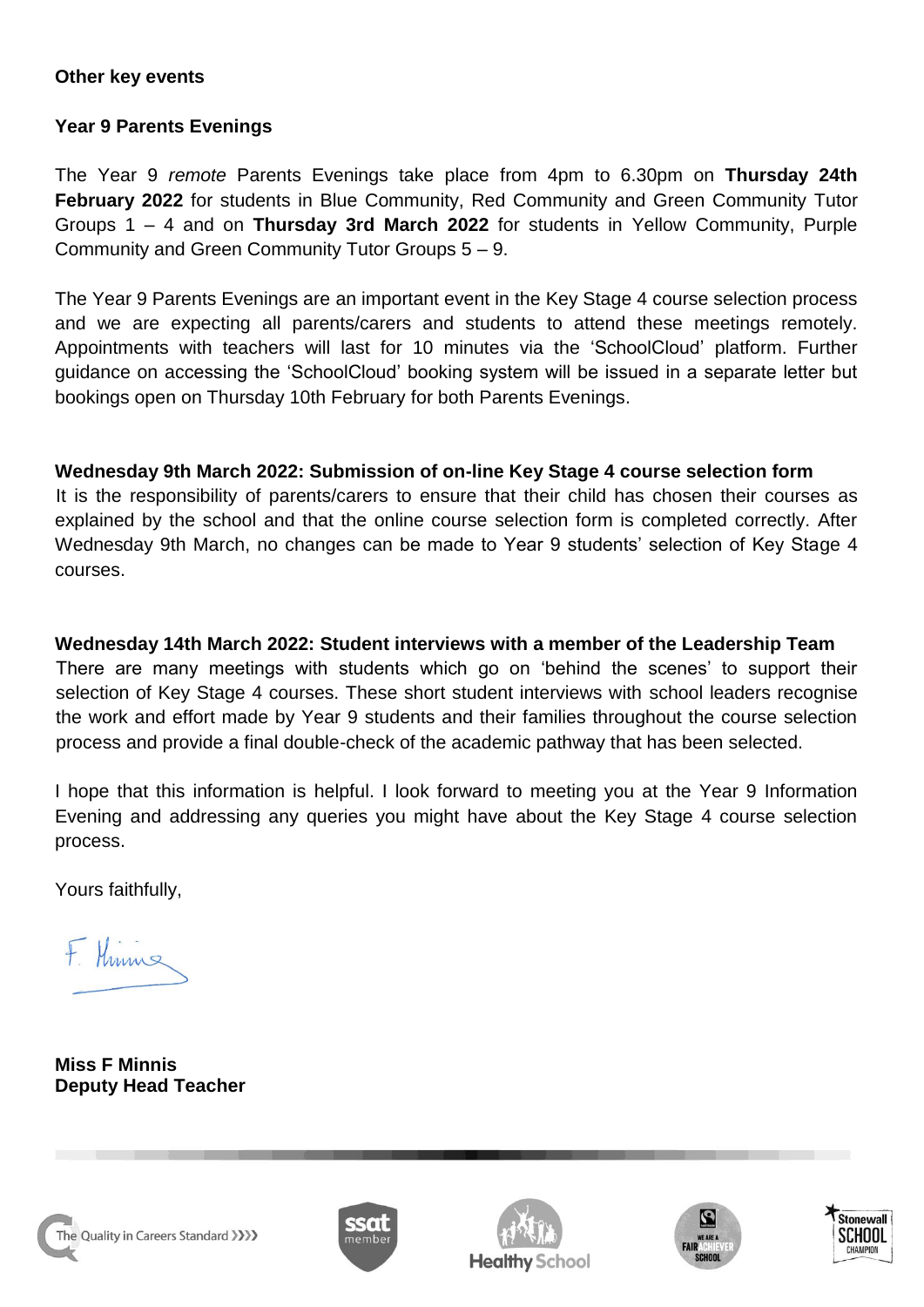**Other key events**

**Year 9 Parents Evenings**

The Year 9 *remote* Parents Evenings take place from 4pm to 6.30pm on **Thursday 24th February 2022** for students in Blue Community, Red Community and Green Community Tutor Groups 1 – 4 and on **Thursday 3rd March 2022** for students in Yellow Community, Purple Community and Green Community Tutor Groups 5 – 9.

The Year 9 Parents Evenings are an important event in the Key Stage 4 course selection process and we are expecting all parents/carers and students to attend these meetings remotely. Appointments with teachers will last for 10 minutes via the 'SchoolCloud' platform. Further guidance on accessing the 'SchoolCloud' booking system will be issued in a separate letter but bookings open on Thursday 10th February for both Parents Evenings.

**Wednesday 9th March 2022: Submission of on-line Key Stage 4 course selection form**

It is the responsibility of parents/carers to ensure that their child has chosen their courses as explained by the school and that the online course selection form is completed correctly. After Wednesday 9th March, no changes can be made to Year 9 students' selection of Key Stage 4 courses.

**Wednesday 14th March 2022: Student interviews with a member of the Leadership Team**

There are many meetings with students which go on 'behind the scenes' to support their selection of Key Stage 4 courses. These short student interviews with school leaders recognise the work and effort made by Year 9 students and their families throughout the course selection process and provide a final double-check of the academic pathway that has been selected.

I hope that this information is helpful. I look forward to meeting you at the Year 9 Information Evening and addressing any queries you might have about the Key Stage 4 course selection process.

Yours faithfully,

F. Minnis

**Miss F Minnis**
**Deputy Head Teacher**

The Quality in Careers Standard

ssat member

Healthy School

We are a Fair Achiever School

Stonewall School Champion